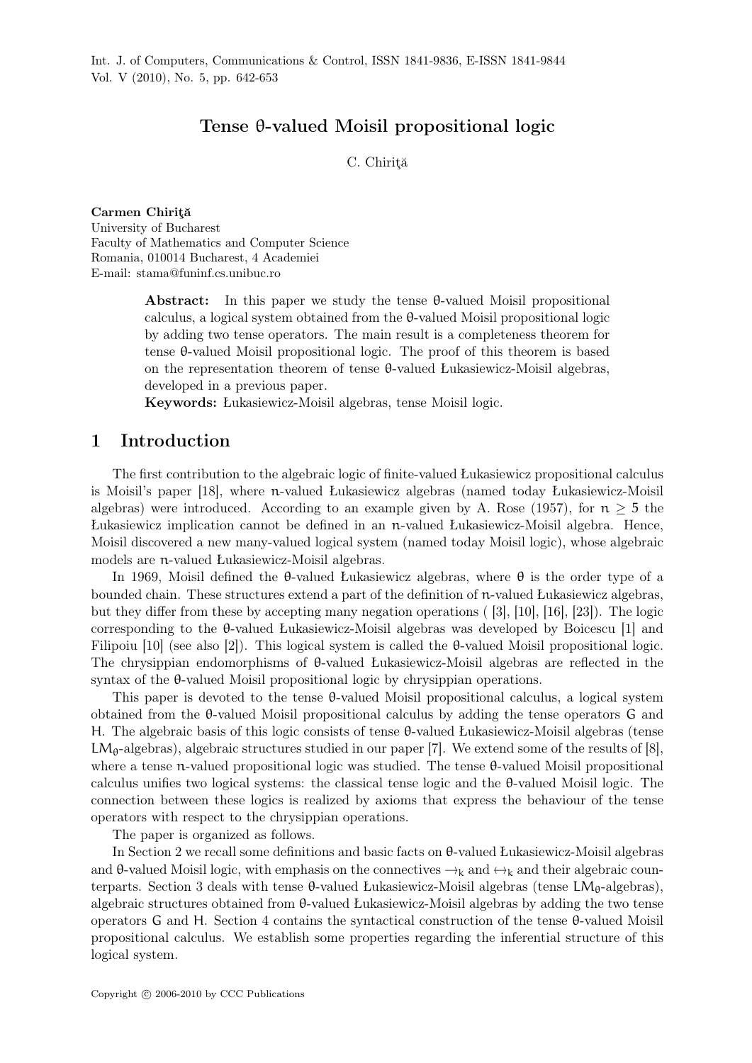# Tense θ-valued Moisil propositional logic

C. Chiriţă

**Carmen Chiriţă**
University of Bucharest
Faculty of Mathematics and Computer Science
Romania, 010014 Bucharest, 4 Academiei
E-mail: stama@funinf.cs.unibuc.ro

**Abstract:** In this paper we study the tense θ-valued Moisil propositional calculus, a logical system obtained from the θ-valued Moisil propositional logic by adding two tense operators. The main result is a completeness theorem for tense θ-valued Moisil propositional logic. The proof of this theorem is based on the representation theorem of tense θ-valued Łukasiewicz-Moisil algebras, developed in a previous paper.
**Keywords:** Łukasiewicz-Moisil algebras, tense Moisil logic.

## 1 Introduction

The first contribution to the algebraic logic of finite-valued Łukasiewicz propositional calculus is Moisil's paper [18], where $n$-valued Łukasiewicz algebras (named today Łukasiewicz-Moisil algebras) were introduced. According to an example given by A. Rose (1957), for $n \geq 5$ the Łukasiewicz implication cannot be defined in an $n$-valued Łukasiewicz-Moisil algebra. Hence, Moisil discovered a new many-valued logical system (named today Moisil logic), whose algebraic models are $n$-valued Łukasiewicz-Moisil algebras.

In 1969, Moisil defined the θ-valued Łukasiewicz algebras, where θ is the order type of a bounded chain. These structures extend a part of the definition of $n$-valued Łukasiewicz algebras, but they differ from these by accepting many negation operations ( [3], [10], [16], [23]). The logic corresponding to the θ-valued Łukasiewicz-Moisil algebras was developed by Boicescu [1] and Filipoiu [10] (see also [2]). This logical system is called the θ-valued Moisil propositional logic. The chrysippian endomorphisms of θ-valued Łukasiewicz-Moisil algebras are reflected in the syntax of the θ-valued Moisil propositional logic by chrysippian operations.

This paper is devoted to the tense θ-valued Moisil propositional calculus, a logical system obtained from the θ-valued Moisil propositional calculus by adding the tense operators $G$ and $H$. The algebraic basis of this logic consists of tense θ-valued Łukasiewicz-Moisil algebras (tense $LM_\theta$-algebras), algebraic structures studied in our paper [7]. We extend some of the results of [8], where a tense $n$-valued propositional logic was studied. The tense θ-valued Moisil propositional calculus unifies two logical systems: the classical tense logic and the θ-valued Moisil logic. The connection between these logics is realized by axioms that express the behaviour of the tense operators with respect to the chrysippian operations.

The paper is organized as follows.

In Section 2 we recall some definitions and basic facts on θ-valued Łukasiewicz-Moisil algebras and θ-valued Moisil logic, with emphasis on the connectives $\rightarrow_k$ and $\leftrightarrow_k$ and their algebraic counterparts. Section 3 deals with tense θ-valued Łukasiewicz-Moisil algebras (tense $LM_\theta$-algebras), algebraic structures obtained from θ-valued Łukasiewicz-Moisil algebras by adding the two tense operators $G$ and $H$. Section 4 contains the syntactical construction of the tense θ-valued Moisil propositional calculus. We establish some properties regarding the inferential structure of this logical system.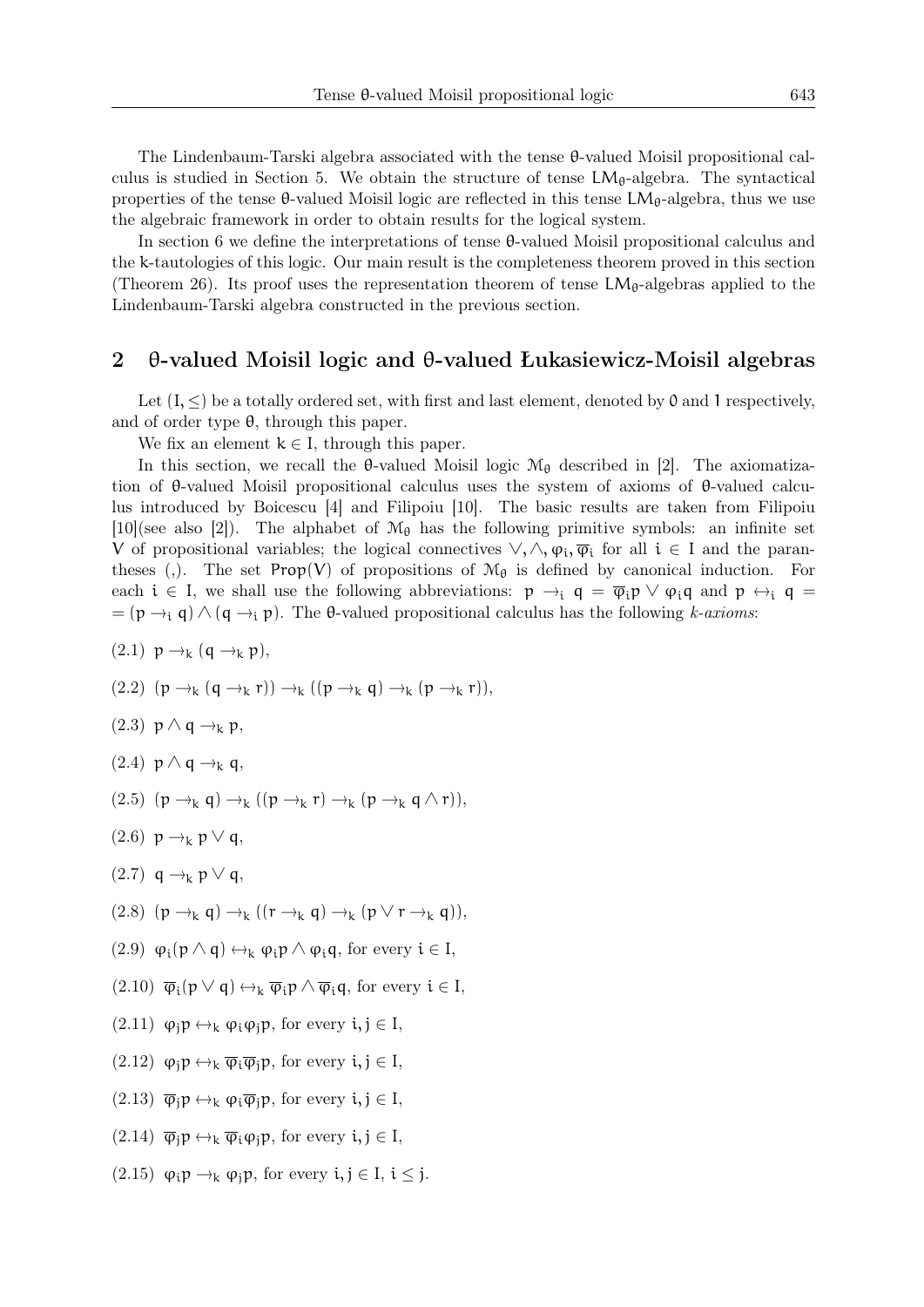The Lindenbaum-Tarski algebra associated with the tense θ-valued Moisil propositional calculus is studied in Section 5. We obtain the structure of tense $LM_\theta$-algebra. The syntactical properties of the tense θ-valued Moisil logic are reflected in this tense $LM_\theta$-algebra, thus we use the algebraic framework in order to obtain results for the logical system.

In section 6 we define the interpretations of tense θ-valued Moisil propositional calculus and the k-tautologies of this logic. Our main result is the completeness theorem proved in this section (Theorem 26). Its proof uses the representation theorem of tense $LM_\theta$-algebras applied to the Lindenbaum-Tarski algebra constructed in the previous section.

## 2 θ-valued Moisil logic and θ-valued Łukasiewicz-Moisil algebras

Let $(I, \leq)$ be a totally ordered set, with first and last element, denoted by $0$ and $1$ respectively, and of order type θ, through this paper.

We fix an element $k \in I$, through this paper.

In this section, we recall the θ-valued Moisil logic $\mathcal{M}_\theta$ described in [2]. The axiomatization of θ-valued Moisil propositional calculus uses the system of axioms of θ-valued calculus introduced by Boicescu [4] and Filipoiu [10]. The basic results are taken from Filipoiu [10](see also [2]). The alphabet of $\mathcal{M}_\theta$ has the following primitive symbols: an infinite set $V$ of propositional variables; the logical connectives $\vee, \wedge, \varphi_i, \overline{\varphi}_i$ for all $i \in I$ and the parantheses (,). The set $\mathsf{Prop}(V)$ of propositions of $\mathcal{M}_\theta$ is defined by canonical induction. For each $i \in I$, we shall use the following abbreviations: $p \to_i q = \overline{\varphi}_i p \vee \varphi_i q$ and $p \leftrightarrow_i q = (p \to_i q) \wedge (q \to_i p)$. The θ-valued propositional calculus has the following *k-axioms*:

(2.1) $p \to_k (q \to_k p)$,

(2.2) $(p \to_k (q \to_k r)) \to_k ((p \to_k q) \to_k (p \to_k r))$,

(2.3) $p \wedge q \to_k p$,

(2.4) $p \wedge q \to_k q$,

(2.5) $(p \to_k q) \to_k ((p \to_k r) \to_k (p \to_k q \wedge r))$,

(2.6) $p \to_k p \vee q$,

(2.7) $q \to_k p \vee q$,

(2.8) $(p \to_k q) \to_k ((r \to_k q) \to_k (p \vee r \to_k q))$,

(2.9) $\varphi_i(p \wedge q) \leftrightarrow_k \varphi_i p \wedge \varphi_i q$, for every $i \in I$,

(2.10) $\overline{\varphi}_i(p \vee q) \leftrightarrow_k \overline{\varphi}_i p \wedge \overline{\varphi}_i q$, for every $i \in I$,

(2.11) $\varphi_j p \leftrightarrow_k \varphi_i \varphi_j p$, for every $i, j \in I$,

(2.12) $\varphi_j p \leftrightarrow_k \overline{\varphi}_i \overline{\varphi}_j p$, for every $i, j \in I$,

(2.13) $\overline{\varphi}_j p \leftrightarrow_k \varphi_i \overline{\varphi}_j p$, for every $i, j \in I$,

(2.14) $\overline{\varphi}_j p \leftrightarrow_k \overline{\varphi}_i \varphi_j p$, for every $i, j \in I$,

(2.15) $\varphi_i p \to_k \varphi_j p$, for every $i, j \in I$, $i \leq j$.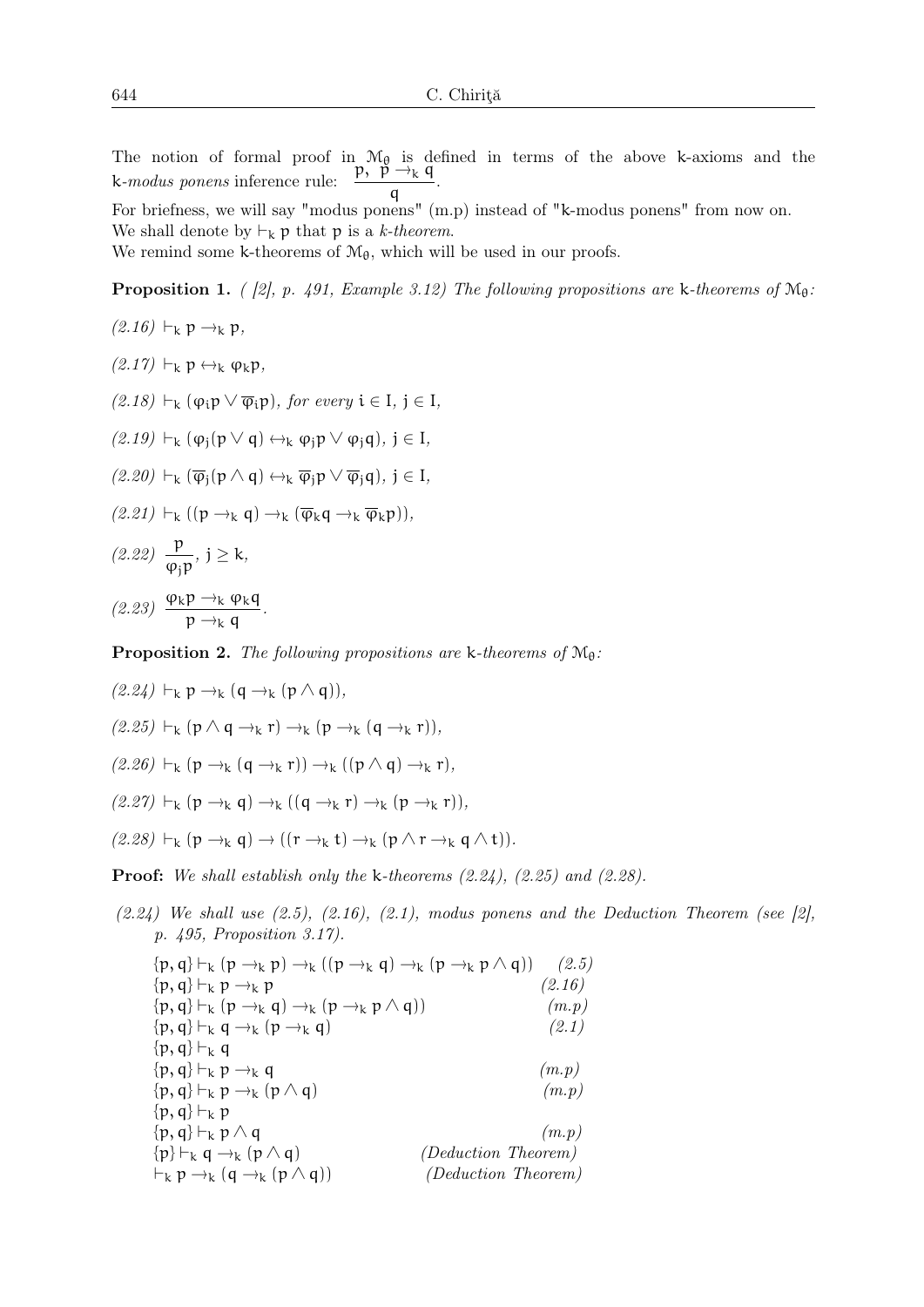The notion of formal proof in $\mathcal{M}_\theta$ is defined in terms of the above k-axioms and the k-*modus ponens* inference rule: $\dfrac{p,\ p \to_k q}{q}$.

For briefness, we will say "modus ponens" (m.p) instead of "k-modus ponens" from now on.

We shall denote by $\vdash_k p$ that $p$ is a *k-theorem*.

We remind some k-theorems of $\mathcal{M}_\theta$, which will be used in our proofs.

**Proposition 1.** *( [2], p. 491, Example 3.12) The following propositions are* k*-theorems of* $\mathcal{M}_\theta$*:*

*(2.16)* $\vdash_k p \to_k p$,

*(2.17)* $\vdash_k p \leftrightarrow_k \varphi_k p$,

*(2.18)* $\vdash_k (\varphi_i p \vee \overline{\varphi}_i p)$, *for every* $i \in I$, $j \in I$,

*(2.19)* $\vdash_k (\varphi_j(p \vee q) \leftrightarrow_k \varphi_j p \vee \varphi_j q)$, $j \in I$,

*(2.20)* $\vdash_k (\overline{\varphi}_j(p \wedge q) \leftrightarrow_k \overline{\varphi}_j p \vee \overline{\varphi}_j q)$, $j \in I$,

*(2.21)* $\vdash_k ((p \to_k q) \to_k (\overline{\varphi}_k q \to_k \overline{\varphi}_k p))$,

*(2.22)* $\dfrac{p}{\varphi_j p}$, $j \geq k$,

*(2.23)* $\dfrac{\varphi_k p \to_k \varphi_k q}{p \to_k q}$.

**Proposition 2.** *The following propositions are* k*-theorems of* $\mathcal{M}_\theta$*:*

*(2.24)* $\vdash_k p \to_k (q \to_k (p \wedge q))$,

*(2.25)* $\vdash_k (p \wedge q \to_k r) \to_k (p \to_k (q \to_k r))$,

*(2.26)* $\vdash_k (p \to_k (q \to_k r)) \to_k ((p \wedge q) \to_k r)$,

*(2.27)* $\vdash_k (p \to_k q) \to_k ((q \to_k r) \to_k (p \to_k r))$,

*(2.28)* $\vdash_k (p \to_k q) \to ((r \to_k t) \to_k (p \wedge r \to_k q \wedge t))$.

**Proof:** *We shall establish only the* k*-theorems (2.24), (2.25) and (2.28).*

*(2.24) We shall use (2.5), (2.16), (2.1), modus ponens and the Deduction Theorem (see [2], p. 495, Proposition 3.17).*

$\{p, q\} \vdash_k (p \to_k p) \to_k ((p \to_k q) \to_k (p \to_k p \wedge q))$ *(2.5)*
$\{p, q\} \vdash_k p \to_k p$ *(2.16)*
$\{p, q\} \vdash_k (p \to_k q) \to_k (p \to_k p \wedge q))$ *(m.p)*
$\{p, q\} \vdash_k q \to_k (p \to_k q)$ *(2.1)*
$\{p, q\} \vdash_k q$
$\{p, q\} \vdash_k p \to_k q$ *(m.p)*
$\{p, q\} \vdash_k p \to_k (p \wedge q)$ *(m.p)*
$\{p, q\} \vdash_k p$
$\{p, q\} \vdash_k p \wedge q$ *(m.p)*
$\{p\} \vdash_k q \to_k (p \wedge q)$ *(Deduction Theorem)*
$\vdash_k p \to_k (q \to_k (p \wedge q))$ *(Deduction Theorem)*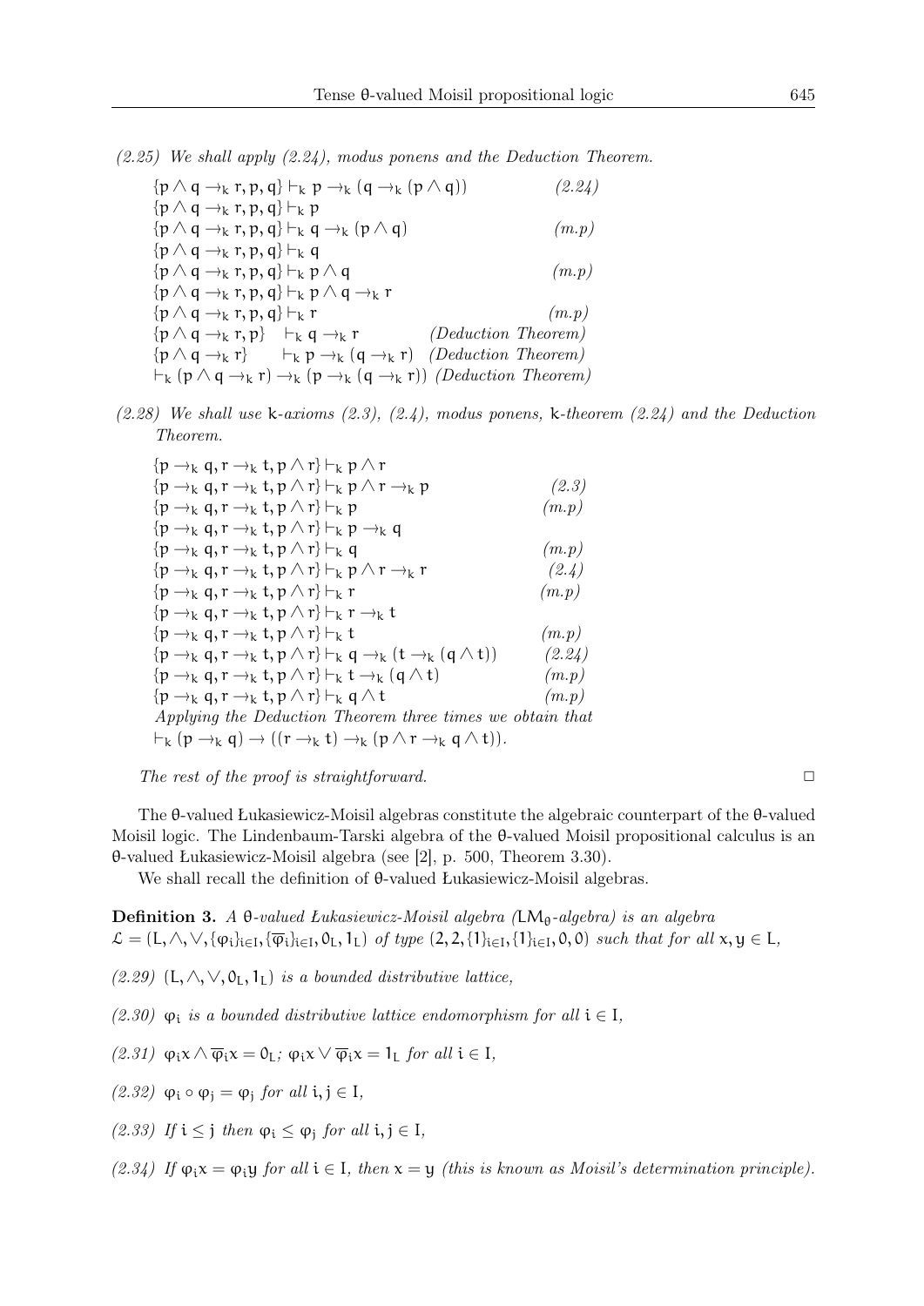*(2.25) We shall apply (2.24), modus ponens and the Deduction Theorem.*

$\{p \wedge q \rightarrow_k r, p, q\} \vdash_k p \rightarrow_k (q \rightarrow_k (p \wedge q))$ *(2.24)*
$\{p \wedge q \rightarrow_k r, p, q\} \vdash_k p$
$\{p \wedge q \rightarrow_k r, p, q\} \vdash_k q \rightarrow_k (p \wedge q)$ *(m.p)*
$\{p \wedge q \rightarrow_k r, p, q\} \vdash_k q$
$\{p \wedge q \rightarrow_k r, p, q\} \vdash_k p \wedge q$ *(m.p)*
$\{p \wedge q \rightarrow_k r, p, q\} \vdash_k p \wedge q \rightarrow_k r$
$\{p \wedge q \rightarrow_k r, p, q\} \vdash_k r$ *(m.p)*
$\{p \wedge q \rightarrow_k r, p\} \vdash_k q \rightarrow_k r$ *(Deduction Theorem)*
$\{p \wedge q \rightarrow_k r\} \vdash_k p \rightarrow_k (q \rightarrow_k r)$ *(Deduction Theorem)*
$\vdash_k (p \wedge q \rightarrow_k r) \rightarrow_k (p \rightarrow_k (q \rightarrow_k r))$ *(Deduction Theorem)*

*(2.28) We shall use* k*-axioms (2.3), (2.4), modus ponens,* k*-theorem (2.24) and the Deduction Theorem.*

$\{p \rightarrow_k q, r \rightarrow_k t, p \wedge r\} \vdash_k p \wedge r$
$\{p \rightarrow_k q, r \rightarrow_k t, p \wedge r\} \vdash_k p \wedge r \rightarrow_k p$ *(2.3)*
$\{p \rightarrow_k q, r \rightarrow_k t, p \wedge r\} \vdash_k p$ *(m.p)*
$\{p \rightarrow_k q, r \rightarrow_k t, p \wedge r\} \vdash_k p \rightarrow_k q$
$\{p \rightarrow_k q, r \rightarrow_k t, p \wedge r\} \vdash_k q$ *(m.p)*
$\{p \rightarrow_k q, r \rightarrow_k t, p \wedge r\} \vdash_k p \wedge r \rightarrow_k r$ *(2.4)*
$\{p \rightarrow_k q, r \rightarrow_k t, p \wedge r\} \vdash_k r$ *(m.p)*
$\{p \rightarrow_k q, r \rightarrow_k t, p \wedge r\} \vdash_k r \rightarrow_k t$
$\{p \rightarrow_k q, r \rightarrow_k t, p \wedge r\} \vdash_k t$ *(m.p)*
$\{p \rightarrow_k q, r \rightarrow_k t, p \wedge r\} \vdash_k q \rightarrow_k (t \rightarrow_k (q \wedge t))$ *(2.24)*
$\{p \rightarrow_k q, r \rightarrow_k t, p \wedge r\} \vdash_k t \rightarrow_k (q \wedge t)$ *(m.p)*
$\{p \rightarrow_k q, r \rightarrow_k t, p \wedge r\} \vdash_k q \wedge t$ *(m.p)*
*Applying the Deduction Theorem three times we obtain that*
$\vdash_k (p \rightarrow_k q) \rightarrow ((r \rightarrow_k t) \rightarrow_k (p \wedge r \rightarrow_k q \wedge t))$.

*The rest of the proof is straightforward.* □

The θ-valued Łukasiewicz-Moisil algebras constitute the algebraic counterpart of the θ-valued Moisil logic. The Lindenbaum-Tarski algebra of the θ-valued Moisil propositional calculus is an θ-valued Łukasiewicz-Moisil algebra (see [2], p. 500, Theorem 3.30).

We shall recall the definition of θ-valued Łukasiewicz-Moisil algebras.

**Definition 3.** *A θ-valued Łukasiewicz-Moisil algebra ($LM_\theta$-algebra) is an algebra* $\mathcal{L} = (L, \wedge, \vee, \{\varphi_i\}_{i\in I}, \{\overline{\varphi}_i\}_{i\in I}, 0_L, 1_L)$ *of type* $(2, 2, \{1\}_{i\in I}, \{1\}_{i\in I}, 0, 0)$ *such that for all* $x, y \in L$,

*(2.29)* $(L, \wedge, \vee, 0_L, 1_L)$ *is a bounded distributive lattice,*

*(2.30)* $\varphi_i$ *is a bounded distributive lattice endomorphism for all* $i \in I$,

*(2.31)* $\varphi_i x \wedge \overline{\varphi}_i x = 0_L$; $\varphi_i x \vee \overline{\varphi}_i x = 1_L$ *for all* $i \in I$,

*(2.32)* $\varphi_i \circ \varphi_j = \varphi_j$ *for all* $i, j \in I$,

*(2.33) If* $i \leq j$ *then* $\varphi_i \leq \varphi_j$ *for all* $i, j \in I$,

*(2.34) If* $\varphi_i x = \varphi_i y$ *for all* $i \in I$, *then* $x = y$ *(this is known as Moisil's determination principle).*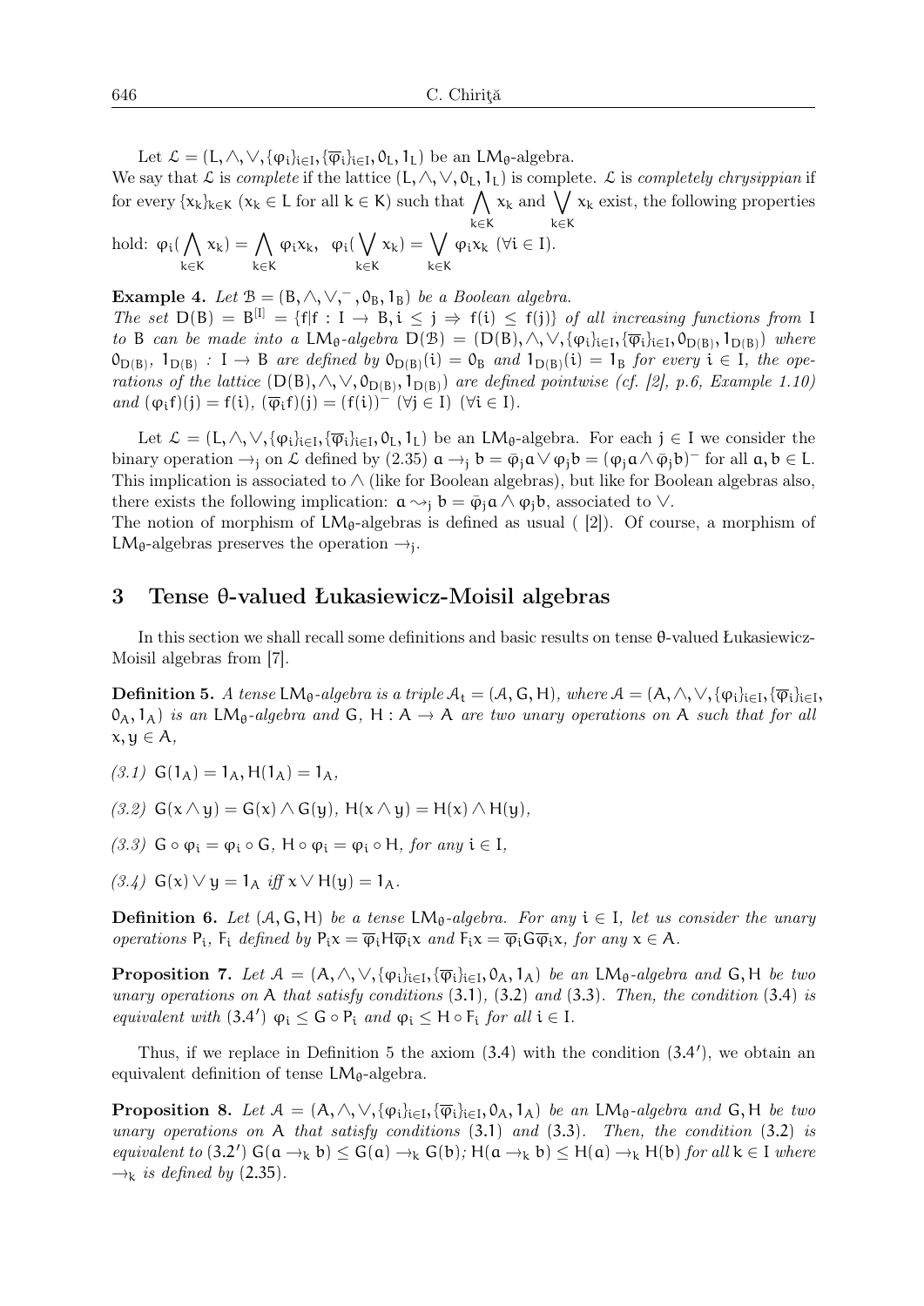Let $\mathcal{L} = (L, \wedge, \vee, \{\varphi_i\}_{i\in I}, \{\overline{\varphi}_i\}_{i\in I}, 0_L, 1_L)$ be an $LM_\theta$-algebra.
We say that $\mathcal{L}$ is *complete* if the lattice $(L, \wedge, \vee, 0_L, 1_L)$ is complete. $\mathcal{L}$ is *completely chrysippian* if for every $\{x_k\}_{k\in K}$ ($x_k \in L$ for all $k \in K$) such that $\bigwedge_{k\in K} x_k$ and $\bigvee_{k\in K} x_k$ exist, the following properties hold: $\varphi_i(\bigwedge_{k\in K} x_k) = \bigwedge_{k\in K} \varphi_i x_k$, $\varphi_i(\bigvee_{k\in K} x_k) = \bigvee_{k\in K} \varphi_i x_k$ ($\forall i \in I$).

**Example 4.** *Let $\mathcal{B} = (B, \wedge, \vee, ^-, 0_B, 1_B)$ be a Boolean algebra.*
*The set $D(B) = B^{[I]} = \{f | f : I \to B, i \leq j \Rightarrow f(i) \leq f(j)\}$ of all increasing functions from $I$ to $B$ can be made into a $LM_\theta$-algebra $D(\mathcal{B}) = (D(B), \wedge, \vee, \{\varphi_i\}_{i\in I}, \{\overline{\varphi}_i\}_{i\in I}, 0_{D(B)}, 1_{D(B)})$ where $0_{D(B)}, 1_{D(B)} : I \to B$ are defined by $0_{D(B)}(i) = 0_B$ and $1_{D(B)}(i) = 1_B$ for every $i \in I$, the operations of the lattice $(D(B), \wedge, \vee, 0_{D(B)}, 1_{D(B)})$ are defined pointwise (cf. [2], p.6, Example 1.10) and $(\varphi_i f)(j) = f(i)$, $(\overline{\varphi}_i f)(j) = (f(i))^-$ ($\forall j \in I$) ($\forall i \in I$).*

Let $\mathcal{L} = (L, \wedge, \vee, \{\varphi_i\}_{i\in I}, \{\overline{\varphi}_i\}_{i\in I}, 0_L, 1_L)$ be an $LM_\theta$-algebra. For each $j \in I$ we consider the binary operation $\to_j$ on $\mathcal{L}$ defined by (2.35) $a \to_j b = \bar{\varphi}_j a \vee \varphi_j b = (\varphi_j a \wedge \bar{\varphi}_j b)^-$ for all $a, b \in L$. This implication is associated to $\wedge$ (like for Boolean algebras), but like for Boolean algebras also, there exists the following implication: $a \rightsquigarrow_j b = \bar{\varphi}_j a \wedge \varphi_j b$, associated to $\vee$.
The notion of morphism of $LM_\theta$-algebras is defined as usual ( [2]). Of course, a morphism of $LM_\theta$-algebras preserves the operation $\to_j$.

## 3 Tense θ-valued Łukasiewicz-Moisil algebras

In this section we shall recall some definitions and basic results on tense θ-valued Łukasiewicz-Moisil algebras from [7].

**Definition 5.** *A tense $LM_\theta$-algebra is a triple $\mathcal{A}_t = (\mathcal{A}, G, H)$, where $\mathcal{A} = (A, \wedge, \vee, \{\varphi_i\}_{i\in I}, \{\overline{\varphi}_i\}_{i\in I}, 0_A, 1_A)$ is an $LM_\theta$-algebra and $G$, $H : A \to A$ are two unary operations on $A$ such that for all $x, y \in A$,*

*(3.1)* $G(1_A) = 1_A, H(1_A) = 1_A$,

*(3.2)* $G(x \wedge y) = G(x) \wedge G(y)$, $H(x \wedge y) = H(x) \wedge H(y)$,

*(3.3)* $G \circ \varphi_i = \varphi_i \circ G$, $H \circ \varphi_i = \varphi_i \circ H$, *for any* $i \in I$,

*(3.4)* $G(x) \vee y = 1_A$ *iff* $x \vee H(y) = 1_A$.

**Definition 6.** *Let $(\mathcal{A}, G, H)$ be a tense $LM_\theta$-algebra. For any $i \in I$, let us consider the unary operations $P_i$, $F_i$ defined by $P_i x = \overline{\varphi}_i H \overline{\varphi}_i x$ and $F_i x = \overline{\varphi}_i G \overline{\varphi}_i x$, for any $x \in A$.*

**Proposition 7.** *Let $\mathcal{A} = (A, \wedge, \vee, \{\varphi_i\}_{i\in I}, \{\overline{\varphi}_i\}_{i\in I}, 0_A, 1_A)$ be an $LM_\theta$-algebra and $G, H$ be two unary operations on $A$ that satisfy conditions (3.1), (3.2) and (3.3). Then, the condition (3.4) is equivalent with (3.4′) $\varphi_i \leq G \circ P_i$ and $\varphi_i \leq H \circ F_i$ for all $i \in I$.*

Thus, if we replace in Definition 5 the axiom (3.4) with the condition (3.4′), we obtain an equivalent definition of tense $LM_\theta$-algebra.

**Proposition 8.** *Let $\mathcal{A} = (A, \wedge, \vee, \{\varphi_i\}_{i\in I}, \{\overline{\varphi}_i\}_{i\in I}, 0_A, 1_A)$ be an $LM_\theta$-algebra and $G, H$ be two unary operations on $A$ that satisfy conditions (3.1) and (3.3). Then, the condition (3.2) is equivalent to (3.2′) $G(a \to_k b) \leq G(a) \to_k G(b)$; $H(a \to_k b) \leq H(a) \to_k H(b)$ for all $k \in I$ where $\to_k$ is defined by (2.35).*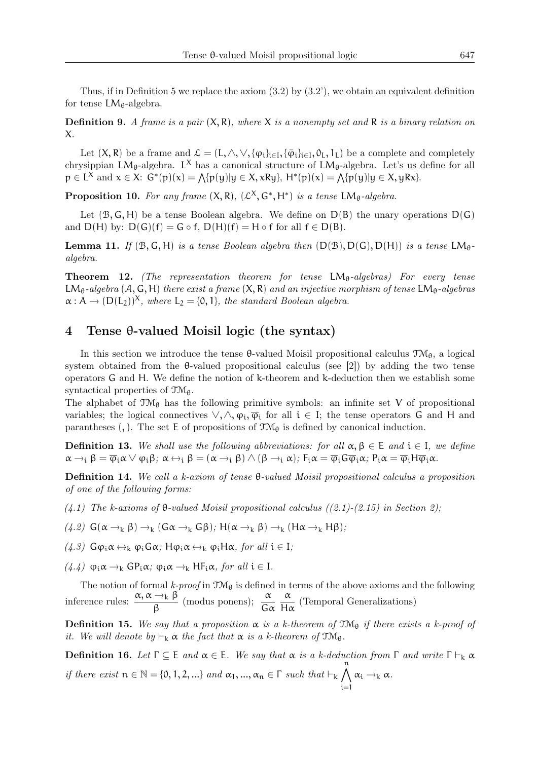Thus, if in Definition 5 we replace the axiom (3.2) by (3.2'), we obtain an equivalent definition for tense $LM_\theta$-algebra.

**Definition 9.** *A frame is a pair $(X, R)$, where $X$ is a nonempty set and $R$ is a binary relation on $X$.*

Let $(X, R)$ be a frame and $\mathcal{L} = (L, \wedge, \vee, \{\varphi_i\}_{i\in I}, \{\overline{\varphi}_i\}_{i\in I}, 0_L, 1_L)$ be a complete and completely chrysippian $LM_\theta$-algebra. $L^X$ has a canonical structure of $LM_\theta$-algebra. Let's us define for all $p \in L^X$ and $x \in X$: $G^*(p)(x) = \bigwedge\{p(y)|y \in X, xRy\}$, $H^*(p)(x) = \bigwedge\{p(y)|y \in X, yRx\}$.

**Proposition 10.** *For any frame $(X, R)$, $(\mathcal{L}^X, G^*, H^*)$ is a tense $LM_\theta$-algebra.*

Let $(\mathcal{B}, G, H)$ be a tense Boolean algebra. We define on $D(B)$ the unary operations $D(G)$ and $D(H)$ by: $D(G)(f) = G \circ f$, $D(H)(f) = H \circ f$ for all $f \in D(B)$.

**Lemma 11.** *If $(\mathcal{B}, G, H)$ is a tense Boolean algebra then $(D(\mathcal{B}), D(G), D(H))$ is a tense $LM_\theta$-algebra.*

**Theorem 12.** *(The representation theorem for tense $LM_\theta$-algebras) For every tense $LM_\theta$-algebra $(\mathcal{A}, G, H)$ there exist a frame $(X, R)$ and an injective morphism of tense $LM_\theta$-algebras $\alpha : A \to (D(L_2))^X$, where $L_2 = \{0, 1\}$, the standard Boolean algebra.*

## 4 Tense θ-valued Moisil logic (the syntax)

In this section we introduce the tense θ-valued Moisil propositional calculus $\mathcal{TM}_\theta$, a logical system obtained from the θ-valued propositional calculus (see [2]) by adding the two tense operators $G$ and $H$. We define the notion of k-theorem and k-deduction then we establish some syntactical properties of $\mathcal{TM}_\theta$.

The alphabet of $\mathcal{TM}_\theta$ has the following primitive symbols: an infinite set $V$ of propositional variables; the logical connectives $\vee, \wedge, \varphi_i, \overline{\varphi}_i$ for all $i \in I$; the tense operators $G$ and $H$ and parantheses $($, $)$. The set $E$ of propositions of $\mathcal{TM}_\theta$ is defined by canonical induction.

**Definition 13.** *We shall use the following abbreviations: for all $\alpha, \beta \in E$ and $i \in I$, we define $\alpha \to_i \beta = \overline{\varphi}_i\alpha \vee \varphi_i\beta$; $\alpha \leftrightarrow_i \beta = (\alpha \to_i \beta) \wedge (\beta \to_i \alpha)$; $F_i\alpha = \overline{\varphi}_i G \overline{\varphi}_i \alpha$; $P_i\alpha = \overline{\varphi}_i H \overline{\varphi}_i \alpha$.*

**Definition 14.** *We call a k-axiom of tense θ-valued Moisil propositional calculus a proposition of one of the following forms:*

*(4.1) The k-axioms of θ-valued Moisil propositional calculus ((2.1)-(2.15) in Section 2);*

*(4.2) $G(\alpha \to_k \beta) \to_k (G\alpha \to_k G\beta)$; $H(\alpha \to_k \beta) \to_k (H\alpha \to_k H\beta)$;*

*(4.3) $G\varphi_i\alpha \leftrightarrow_k \varphi_i G\alpha$; $H\varphi_i\alpha \leftrightarrow_k \varphi_i H\alpha$, for all $i \in I$;*

*(4.4) $\varphi_i\alpha \to_k GP_i\alpha$; $\varphi_i\alpha \to_k HF_i\alpha$, for all $i \in I$.*

The notion of formal *k-proof* in $\mathcal{TM}_\theta$ is defined in terms of the above axioms and the following inference rules: $\dfrac{\alpha, \alpha \to_k \beta}{\beta}$ (modus ponens); $\dfrac{\alpha}{G\alpha}$ $\dfrac{\alpha}{H\alpha}$ (Temporal Generalizations)

**Definition 15.** *We say that a proposition $\alpha$ is a k-theorem of $\mathcal{TM}_\theta$ if there exists a k-proof of it. We will denote by $\vdash_k \alpha$ the fact that $\alpha$ is a k-theorem of $\mathcal{TM}_\theta$.*

**Definition 16.** *Let $\Gamma \subseteq E$ and $\alpha \in E$. We say that $\alpha$ is a k-deduction from $\Gamma$ and write $\Gamma \vdash_k \alpha$ if there exist $n \in \mathbb{N} = \{0, 1, 2, ...\}$ and $\alpha_1, ..., \alpha_n \in \Gamma$ such that $\vdash_k \bigwedge_{i=1}^{n} \alpha_i \to_k \alpha$.*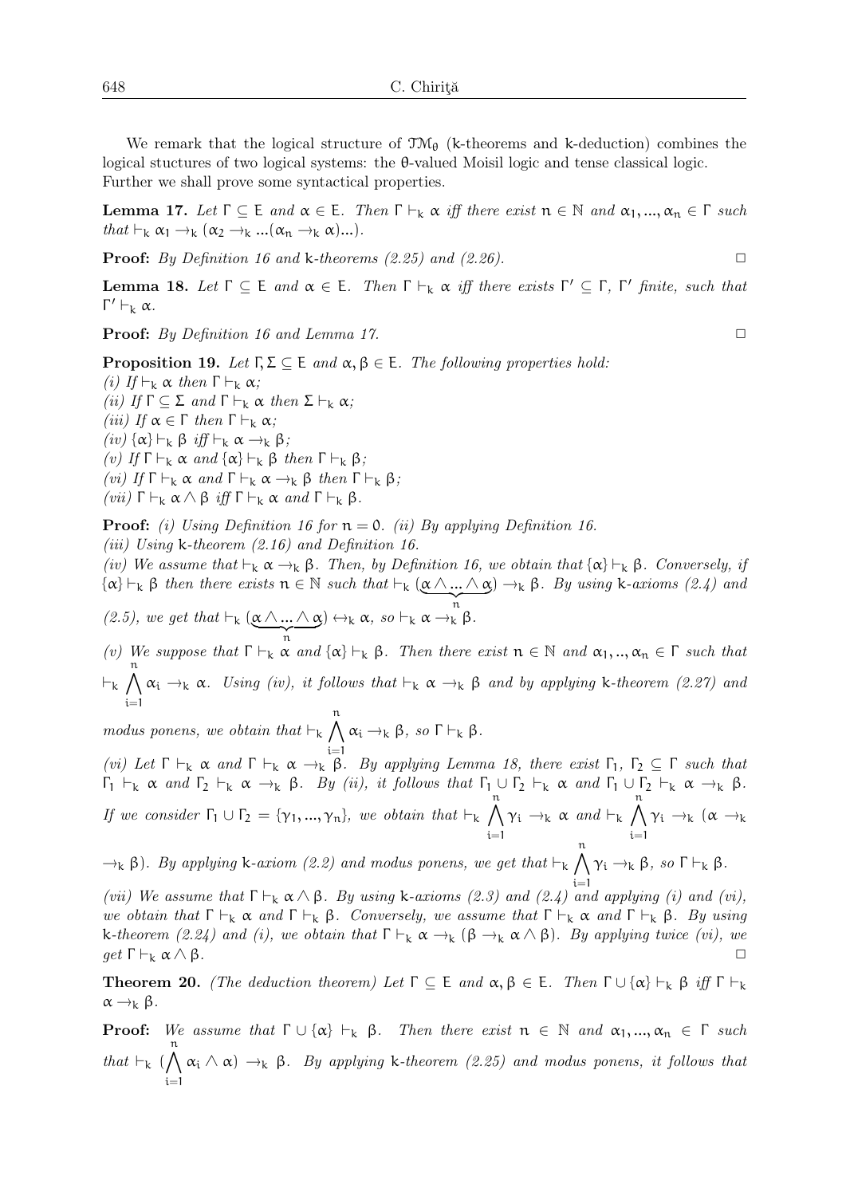We remark that the logical structure of $\mathcal{TM}_\theta$ (k-theorems and k-deduction) combines the logical stuctures of two logical systems: the θ-valued Moisil logic and tense classical logic. Further we shall prove some syntactical properties.

**Lemma 17.** *Let $\Gamma \subseteq E$ and $\alpha \in E$. Then $\Gamma \vdash_k \alpha$ iff there exist $n \in \mathbb{N}$ and $\alpha_1, ..., \alpha_n \in \Gamma$ such that $\vdash_k \alpha_1 \rightarrow_k (\alpha_2 \rightarrow_k ...(\alpha_n \rightarrow_k \alpha)...)$.*

**Proof:** *By Definition 16 and* k*-theorems (2.25) and (2.26).* □

**Lemma 18.** *Let $\Gamma \subseteq E$ and $\alpha \in E$. Then $\Gamma \vdash_k \alpha$ iff there exists $\Gamma' \subseteq \Gamma$, $\Gamma'$ finite, such that $\Gamma' \vdash_k \alpha$.*

**Proof:** *By Definition 16 and Lemma 17.* □

**Proposition 19.** *Let $\Gamma, \Sigma \subseteq E$ and $\alpha, \beta \in E$. The following properties hold:*
*(i) If $\vdash_k \alpha$ then $\Gamma \vdash_k \alpha$;*
*(ii) If $\Gamma \subseteq \Sigma$ and $\Gamma \vdash_k \alpha$ then $\Sigma \vdash_k \alpha$;*
*(iii) If $\alpha \in \Gamma$ then $\Gamma \vdash_k \alpha$;*
*(iv) $\{\alpha\} \vdash_k \beta$ iff $\vdash_k \alpha \rightarrow_k \beta$;*
*(v) If $\Gamma \vdash_k \alpha$ and $\{\alpha\} \vdash_k \beta$ then $\Gamma \vdash_k \beta$;*
*(vi) If $\Gamma \vdash_k \alpha$ and $\Gamma \vdash_k \alpha \rightarrow_k \beta$ then $\Gamma \vdash_k \beta$;*
*(vii) $\Gamma \vdash_k \alpha \wedge \beta$ iff $\Gamma \vdash_k \alpha$ and $\Gamma \vdash_k \beta$.*

**Proof:** *(i) Using Definition 16 for $n = 0$. (ii) By applying Definition 16.*
*(iii) Using* k*-theorem (2.16) and Definition 16.*
*(iv) We assume that $\vdash_k \alpha \rightarrow_k \beta$. Then, by Definition 16, we obtain that $\{\alpha\} \vdash_k \beta$. Conversely, if $\{\alpha\} \vdash_k \beta$ then there exists $n \in \mathbb{N}$ such that $\vdash_k (\underbrace{\alpha \wedge ... \wedge \alpha}_{n}) \rightarrow_k \beta$. By using* k*-axioms (2.4) and (2.5), we get that $\vdash_k (\underbrace{\alpha \wedge ... \wedge \alpha}_{n}) \leftrightarrow_k \alpha$, so $\vdash_k \alpha \rightarrow_k \beta$.*
*(v) We suppose that $\Gamma \vdash_k \alpha$ and $\{\alpha\} \vdash_k \beta$. Then there exist $n \in \mathbb{N}$ and $\alpha_1, .., \alpha_n \in \Gamma$ such that $\vdash_k \bigwedge_{i=1}^{n} \alpha_i \rightarrow_k \alpha$. Using (iv), it follows that $\vdash_k \alpha \rightarrow_k \beta$ and by applying* k*-theorem (2.27) and modus ponens, we obtain that $\vdash_k \bigwedge_{i=1}^{n} \alpha_i \rightarrow_k \beta$, so $\Gamma \vdash_k \beta$.*
*(vi) Let $\Gamma \vdash_k \alpha$ and $\Gamma \vdash_k \alpha \rightarrow_k \beta$. By applying Lemma 18, there exist $\Gamma_1$, $\Gamma_2 \subseteq \Gamma$ such that $\Gamma_1 \vdash_k \alpha$ and $\Gamma_2 \vdash_k \alpha \rightarrow_k \beta$. By (ii), it follows that $\Gamma_1 \cup \Gamma_2 \vdash_k \alpha$ and $\Gamma_1 \cup \Gamma_2 \vdash_k \alpha \rightarrow_k \beta$. If we consider $\Gamma_1 \cup \Gamma_2 = \{\gamma_1, ..., \gamma_n\}$, we obtain that $\vdash_k \bigwedge_{i=1}^{n} \gamma_i \rightarrow_k \alpha$ and $\vdash_k \bigwedge_{i=1}^{n} \gamma_i \rightarrow_k (\alpha \rightarrow_k \beta)$. By applying* k*-axiom (2.2) and modus ponens, we get that $\vdash_k \bigwedge_{i=1}^{n} \gamma_i \rightarrow_k \beta$, so $\Gamma \vdash_k \beta$.*
*(vii) We assume that $\Gamma \vdash_k \alpha \wedge \beta$. By using* k*-axioms (2.3) and (2.4) and applying (i) and (vi), we obtain that $\Gamma \vdash_k \alpha$ and $\Gamma \vdash_k \beta$. Conversely, we assume that $\Gamma \vdash_k \alpha$ and $\Gamma \vdash_k \beta$. By using* k*-theorem (2.24) and (i), we obtain that $\Gamma \vdash_k \alpha \rightarrow_k (\beta \rightarrow_k \alpha \wedge \beta)$. By applying twice (vi), we get $\Gamma \vdash_k \alpha \wedge \beta$.* □

**Theorem 20.** *(The deduction theorem) Let $\Gamma \subseteq E$ and $\alpha, \beta \in E$. Then $\Gamma \cup \{\alpha\} \vdash_k \beta$ iff $\Gamma \vdash_k \alpha \rightarrow_k \beta$.*

**Proof:** *We assume that $\Gamma \cup \{\alpha\} \vdash_k \beta$. Then there exist $n \in \mathbb{N}$ and $\alpha_1, ..., \alpha_n \in \Gamma$ such that $\vdash_k (\bigwedge_{i=1}^{n} \alpha_i \wedge \alpha) \rightarrow_k \beta$. By applying* k*-theorem (2.25) and modus ponens, it follows that*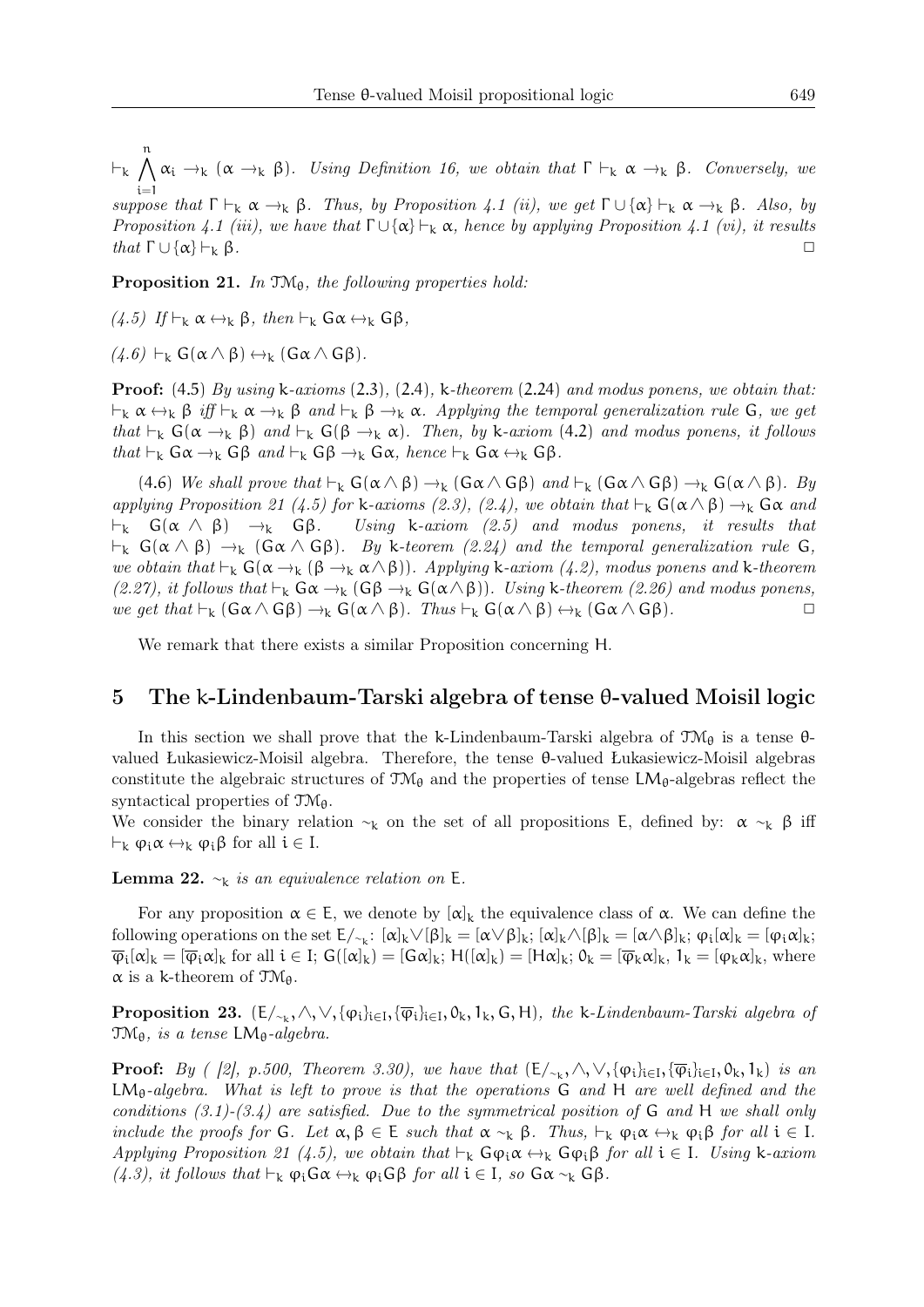$\vdash_k \bigwedge_{i=1}^{n} \alpha_i \to_k (\alpha \to_k \beta)$. *Using Definition 16, we obtain that* $\Gamma \vdash_k \alpha \to_k \beta$. *Conversely, we suppose that* $\Gamma \vdash_k \alpha \to_k \beta$. *Thus, by Proposition 4.1 (ii), we get* $\Gamma \cup \{\alpha\} \vdash_k \alpha \to_k \beta$. *Also, by Proposition 4.1 (iii), we have that* $\Gamma \cup \{\alpha\} \vdash_k \alpha$, *hence by applying Proposition 4.1 (vi), it results that* $\Gamma \cup \{\alpha\} \vdash_k \beta$. □

**Proposition 21.** *In* $\mathcal{TM}_\theta$, *the following properties hold:*

*(4.5) If* $\vdash_k \alpha \leftrightarrow_k \beta$, *then* $\vdash_k G\alpha \leftrightarrow_k G\beta$,

*(4.6)* $\vdash_k G(\alpha \wedge \beta) \leftrightarrow_k (G\alpha \wedge G\beta)$.

**Proof:** (4.5) *By using* k*-axioms* (2.3), (2.4), k*-theorem* (2.24) *and modus ponens, we obtain that:* $\vdash_k \alpha \leftrightarrow_k \beta$ *iff* $\vdash_k \alpha \to_k \beta$ *and* $\vdash_k \beta \to_k \alpha$. *Applying the temporal generalization rule* G, *we get that* $\vdash_k G(\alpha \to_k \beta)$ *and* $\vdash_k G(\beta \to_k \alpha)$. *Then, by* k*-axiom* (4.2) *and modus ponens, it follows that* $\vdash_k G\alpha \to_k G\beta$ *and* $\vdash_k G\beta \to_k G\alpha$, *hence* $\vdash_k G\alpha \leftrightarrow_k G\beta$.

(4.6) *We shall prove that* $\vdash_k G(\alpha \wedge \beta) \to_k (G\alpha \wedge G\beta)$ *and* $\vdash_k (G\alpha \wedge G\beta) \to_k G(\alpha \wedge \beta)$. *By applying Proposition 21 (4.5) for* k*-axioms (2.3), (2.4), we obtain that* $\vdash_k G(\alpha \wedge \beta) \to_k G\alpha$ *and* $\vdash_k G(\alpha \wedge \beta) \to_k G\beta$. *Using* k*-axiom (2.5) and modus ponens, it results that* $\vdash_k G(\alpha \wedge \beta) \to_k (G\alpha \wedge G\beta)$. *By* k*-teorem (2.24) and the temporal generalization rule* G, *we obtain that* $\vdash_k G(\alpha \to_k (\beta \to_k \alpha \wedge \beta))$. *Applying* k*-axiom (4.2), modus ponens and* k*-theorem (2.27), it follows that* $\vdash_k G\alpha \to_k (G\beta \to_k G(\alpha \wedge \beta))$. *Using* k*-theorem (2.26) and modus ponens, we get that* $\vdash_k (G\alpha \wedge G\beta) \to_k G(\alpha \wedge \beta)$. *Thus* $\vdash_k G(\alpha \wedge \beta) \leftrightarrow_k (G\alpha \wedge G\beta)$. □

We remark that there exists a similar Proposition concerning H.

## 5 The k-Lindenbaum-Tarski algebra of tense θ-valued Moisil logic

In this section we shall prove that the k-Lindenbaum-Tarski algebra of $\mathcal{TM}_\theta$ is a tense θ-valued Łukasiewicz-Moisil algebra. Therefore, the tense θ-valued Łukasiewicz-Moisil algebras constitute the algebraic structures of $\mathcal{TM}_\theta$ and the properties of tense $LM_\theta$-algebras reflect the syntactical properties of $\mathcal{TM}_\theta$.

We consider the binary relation $\sim_k$ on the set of all propositions E, defined by: $\alpha \sim_k \beta$ iff $\vdash_k \varphi_i\alpha \leftrightarrow_k \varphi_i\beta$ for all $i \in I$.

**Lemma 22.** $\sim_k$ *is an equivalence relation on* E.

For any proposition $\alpha \in E$, we denote by $[\alpha]_k$ the equivalence class of α. We can define the following operations on the set $E/_{\sim_k}$: $[\alpha]_k \vee [\beta]_k = [\alpha \vee \beta]_k$; $[\alpha]_k \wedge [\beta]_k = [\alpha \wedge \beta]_k$; $\varphi_i[\alpha]_k = [\varphi_i\alpha]_k$; $\overline{\varphi}_i[\alpha]_k = [\overline{\varphi}_i\alpha]_k$ for all $i \in I$; $G([\alpha]_k) = [G\alpha]_k$; $H([\alpha]_k) = [H\alpha]_k$; $0_k = [\overline{\varphi}_k\alpha]_k$, $1_k = [\varphi_k\alpha]_k$, where α is a k-theorem of $\mathcal{TM}_\theta$.

**Proposition 23.** $(E/_{\sim_k}, \wedge, \vee, \{\varphi_i\}_{i\in I}, \{\overline{\varphi}_i\}_{i\in I}, 0_k, 1_k, G, H)$, *the* k*-Lindenbaum-Tarski algebra of* $\mathcal{TM}_\theta$, *is a tense* $LM_\theta$*-algebra.*

**Proof:** *By ( [2], p.500, Theorem 3.30), we have that* $(E/_{\sim_k}, \wedge, \vee, \{\varphi_i\}_{i\in I}, \{\overline{\varphi}_i\}_{i\in I}, 0_k, 1_k)$ *is an* $LM_\theta$*-algebra. What is left to prove is that the operations* G *and* H *are well defined and the conditions (3.1)-(3.4) are satisfied. Due to the symmetrical position of* G *and* H *we shall only include the proofs for* G. *Let* $\alpha, \beta \in E$ *such that* $\alpha \sim_k \beta$. *Thus,* $\vdash_k \varphi_i\alpha \leftrightarrow_k \varphi_i\beta$ *for all* $i \in I$. *Applying Proposition 21 (4.5), we obtain that* $\vdash_k G\varphi_i\alpha \leftrightarrow_k G\varphi_i\beta$ *for all* $i \in I$. *Using* k*-axiom (4.3), it follows that* $\vdash_k \varphi_i G\alpha \leftrightarrow_k \varphi_i G\beta$ *for all* $i \in I$, *so* $G\alpha \sim_k G\beta$.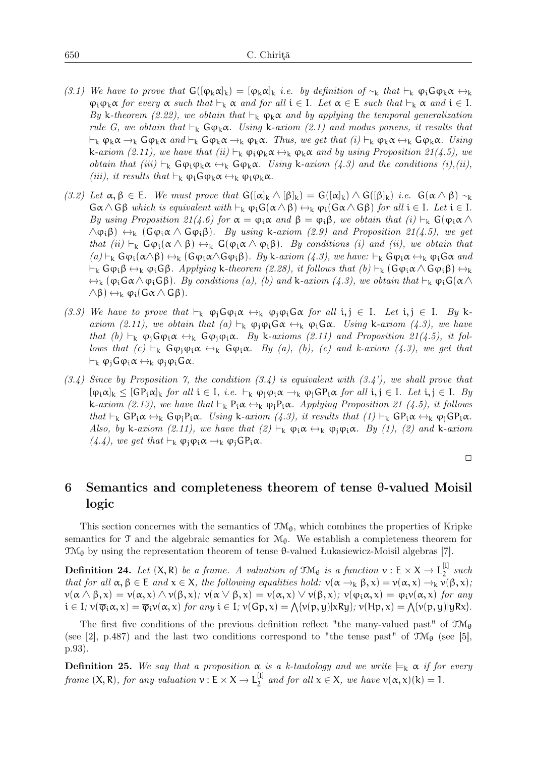*(3.1) We have to prove that $G([\varphi_k\alpha]_k) = [\varphi_k\alpha]_k$ i.e. by definition of $\sim_k$ that $\vdash_k \varphi_i G\varphi_k\alpha \leftrightarrow_k \varphi_i\varphi_k\alpha$ for every $\alpha$ such that $\vdash_k \alpha$ and for all $i \in I$. Let $\alpha \in E$ such that $\vdash_k \alpha$ and $i \in I$. By k-theorem (2.22), we obtain that $\vdash_k \varphi_k\alpha$ and by applying the temporal generalization rule G, we obtain that $\vdash_k G\varphi_k\alpha$. Using k-axiom (2.1) and modus ponens, it results that $\vdash_k \varphi_k\alpha \rightarrow_k G\varphi_k\alpha$ and $\vdash_k G\varphi_k\alpha \rightarrow_k \varphi_k\alpha$. Thus, we get that (i) $\vdash_k \varphi_k\alpha \leftrightarrow_k G\varphi_k\alpha$. Using k-axiom (2.11), we have that (ii) $\vdash_k \varphi_i\varphi_k\alpha \leftrightarrow_k \varphi_k\alpha$ and by using Proposition 21(4.5), we obtain that (iii) $\vdash_k G\varphi_i\varphi_k\alpha \leftrightarrow_k G\varphi_k\alpha$. Using k-axiom (4.3) and the conditions (i),(ii), (iii), it results that $\vdash_k \varphi_i G\varphi_k\alpha \leftrightarrow_k \varphi_i\varphi_k\alpha$.*

*(3.2) Let $\alpha, \beta \in E$. We must prove that $G([\alpha]_k \wedge [\beta]_k) = G([\alpha]_k) \wedge G([\beta]_k)$ i.e. $G(\alpha \wedge \beta) \sim_k G\alpha \wedge G\beta$ which is equivalent with $\vdash_k \varphi_i G(\alpha \wedge \beta) \leftrightarrow_k \varphi_i(G\alpha \wedge G\beta)$ for all $i \in I$. Let $i \in I$. By using Proposition 21(4.6) for $\alpha = \varphi_i\alpha$ and $\beta = \varphi_i\beta$, we obtain that (i) $\vdash_k G(\varphi_i\alpha \wedge \wedge\varphi_i\beta) \leftrightarrow_k (G\varphi_i\alpha \wedge G\varphi_i\beta)$. By using k-axiom (2.9) and Proposition 21(4.5), we get that (ii) $\vdash_k G\varphi_i(\alpha \wedge \beta) \leftrightarrow_k G(\varphi_i\alpha \wedge \varphi_i\beta)$. By conditions (i) and (ii), we obtain that (a) $\vdash_k G\varphi_i(\alpha\wedge\beta) \leftrightarrow_k (G\varphi_i\alpha\wedge G\varphi_i\beta)$. By k-axiom (4.3), we have: $\vdash_k G\varphi_i\alpha \leftrightarrow_k \varphi_i G\alpha$ and $\vdash_k G\varphi_i\beta \leftrightarrow_k \varphi_i G\beta$. Applying k-theorem (2.28), it follows that (b) $\vdash_k (G\varphi_i\alpha \wedge G\varphi_i\beta) \leftrightarrow_k \leftrightarrow_k (\varphi_i G\alpha \wedge \varphi_i G\beta)$. By conditions (a), (b) and k-axiom (4.3), we obtain that $\vdash_k \varphi_i G(\alpha \wedge \wedge\beta) \leftrightarrow_k \varphi_i(G\alpha \wedge G\beta)$.*

*(3.3) We have to prove that $\vdash_k \varphi_j G\varphi_i\alpha \leftrightarrow_k \varphi_j\varphi_i G\alpha$ for all $i, j \in I$. Let $i, j \in I$. By k-axiom (2.11), we obtain that (a) $\vdash_k \varphi_j\varphi_i G\alpha \leftrightarrow_k \varphi_i G\alpha$. Using k-axiom (4.3), we have that (b) $\vdash_k \varphi_j G\varphi_i\alpha \leftrightarrow_k G\varphi_j\varphi_i\alpha$. By k-axioms (2.11) and Proposition 21(4.5), it follows that (c) $\vdash_k G\varphi_j\varphi_i\alpha \leftrightarrow_k G\varphi_i\alpha$. By (a), (b), (c) and k-axiom (4.3), we get that $\vdash_k \varphi_j G\varphi_i\alpha \leftrightarrow_k \varphi_j\varphi_i G\alpha$.*

*(3.4) Since by Proposition 7, the condition (3.4) is equivalent with (3.4'), we shall prove that $[\varphi_i\alpha]_k \leq [GP_i\alpha]_k$ for all $i \in I$, i.e. $\vdash_k \varphi_j\varphi_i\alpha \rightarrow_k \varphi_j GP_i\alpha$ for all $i, j \in I$. Let $i, j \in I$. By k-axiom (2.13), we have that $\vdash_k P_i\alpha \leftrightarrow_k \varphi_j P_i\alpha$. Applying Proposition 21 (4.5), it follows that $\vdash_k GP_i\alpha \leftrightarrow_k G\varphi_j P_i\alpha$. Using k-axiom (4.3), it results that (1) $\vdash_k GP_i\alpha \leftrightarrow_k \varphi_j GP_i\alpha$. Also, by k-axiom (2.11), we have that (2) $\vdash_k \varphi_i\alpha \leftrightarrow_k \varphi_j\varphi_i\alpha$. By (1), (2) and k-axiom (4.4), we get that $\vdash_k \varphi_j\varphi_i\alpha \rightarrow_k \varphi_j GP_i\alpha$.*

□

## 6 Semantics and completeness theorem of tense θ-valued Moisil logic

This section concernes with the semantics of $\mathcal{TM}_\theta$, which combines the properties of Kripke semantics for $\mathcal{T}$ and the algebraic semantics for $\mathcal{M}_\theta$. We establish a completeness theorem for $\mathcal{TM}_\theta$ by using the representation theorem of tense θ-valued Łukasiewicz-Moisil algebras [7].

**Definition 24.** *Let $(X, R)$ be a frame. A valuation of $\mathcal{TM}_\theta$ is a function $v : E \times X \rightarrow L_2^{[I]}$ such that for all $\alpha, \beta \in E$ and $x \in X$, the following equalities hold: $v(\alpha \rightarrow_k \beta, x) = v(\alpha, x) \rightarrow_k v(\beta, x)$; $v(\alpha \wedge \beta, x) = v(\alpha, x) \wedge v(\beta, x)$; $v(\alpha \vee \beta, x) = v(\alpha, x) \vee v(\beta, x)$; $v(\varphi_i\alpha, x) = \varphi_i v(\alpha, x)$ for any $i \in I$; $v(\overline{\varphi}_i\alpha, x) = \overline{\varphi}_i v(\alpha, x)$ for any $i \in I$; $v(Gp, x) = \bigwedge\{v(p, y) | xRy\}$; $v(Hp, x) = \bigwedge\{v(p, y) | yRx\}$.*

The first five conditions of the previous definition reflect "the many-valued past" of $\mathcal{TM}_\theta$ (see [2], p.487) and the last two conditions correspond to "the tense past" of $\mathcal{TM}_\theta$ (see [5], p.93).

**Definition 25.** *We say that a proposition $\alpha$ is a k-tautology and we write $\models_k \alpha$ if for every frame $(X, R)$, for any valuation $v : E \times X \rightarrow L_2^{[I]}$ and for all $x \in X$, we have $v(\alpha, x)(k) = 1$.*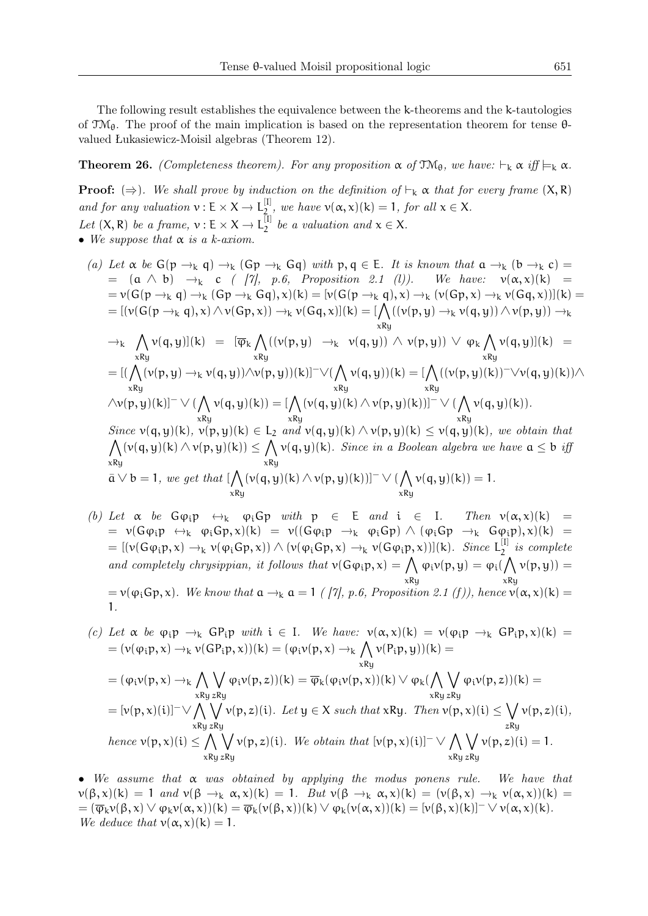The following result establishes the equivalence between the k-theorems and the k-tautologies of $\mathcal{TM}_\theta$. The proof of the main implication is based on the representation theorem for tense $\theta$-valued Łukasiewicz-Moisil algebras (Theorem 12).

**Theorem 26.** *(Completeness theorem). For any proposition $\alpha$ of $\mathcal{TM}_\theta$, we have: $\vdash_k \alpha$ iff $\models_k \alpha$.*

**Proof:** $(\Rightarrow)$. *We shall prove by induction on the definition of $\vdash_k \alpha$ that for every frame $(X, R)$ and for any valuation $v : E \times X \to L_2^{[I]}$, we have $v(\alpha, x)(k) = 1$, for all $x \in X$.*
*Let $(X, R)$ be a frame, $v : E \times X \to L_2^{[I]}$ be a valuation and $x \in X$.*

- *We suppose that $\alpha$ is a k-axiom.*

*(a) Let $\alpha$ be $G(p \to_k q) \to_k (Gp \to_k Gq)$ with $p, q \in E$. It is known that $a \to_k (b \to_k c) = (a \wedge b) \to_k c$ ( [7], p.6, Proposition 2.1 (l)). We have:* $v(\alpha, x)(k) = v(G(p \to_k q) \to_k (Gp \to_k Gq), x)(k) = [v(G(p \to_k q), x) \to_k (v(Gp, x) \to_k v(Gq, x))](k) = [(v(G(p \to_k q), x) \wedge v(Gp, x)) \to_k v(Gq, x)](k) = [\bigwedge\limits_{xRy}((v(p, y) \to_k v(q, y)) \wedge v(p, y)) \to_k \to_k \bigwedge\limits_{xRy} v(q, y)](k) = [\overline{\varphi}_k \bigwedge\limits_{xRy}((v(p, y) \to_k v(q, y)) \wedge v(p, y)) \vee \varphi_k \bigwedge\limits_{xRy} v(q, y)](k) = [(\bigwedge\limits_{xRy}(v(p, y) \to_k v(q, y)) \wedge v(p, y))(k)]^- \vee (\bigwedge\limits_{xRy} v(q, y))(k) = [\bigwedge\limits_{xRy}((v(p, y)(k))^- \vee v(q, y)(k)) \wedge \wedge v(p, y)(k)]^- \vee (\bigwedge\limits_{xRy} v(q, y)(k)) = [\bigwedge\limits_{xRy}(v(q, y)(k) \wedge v(p, y)(k))]^- \vee (\bigwedge\limits_{xRy} v(q, y)(k))$.
*Since $v(q, y)(k)$, $v(p, y)(k) \in L_2$ and $v(q, y)(k) \wedge v(p, y)(k) \leq v(q, y)(k)$, we obtain that $\bigwedge\limits_{xRy}(v(q, y)(k) \wedge v(p, y)(k)) \leq \bigwedge\limits_{xRy} v(q, y)(k)$. Since in a Boolean algebra we have $a \leq b$ iff $\bar{a} \vee b = 1$, we get that $[\bigwedge\limits_{xRy}(v(q, y)(k) \wedge v(p, y)(k))]^- \vee (\bigwedge\limits_{xRy} v(q, y)(k)) = 1$.*

*(b) Let $\alpha$ be $G\varphi_i p \leftrightarrow_k \varphi_i Gp$ with $p \in E$ and $i \in I$. Then* $v(\alpha, x)(k) = v(G\varphi_i p \leftrightarrow_k \varphi_i Gp, x)(k) = v((G\varphi_i p \to_k \varphi_i Gp) \wedge (\varphi_i Gp \to_k G\varphi_i p), x)(k) = [(v(G\varphi_i p, x) \to_k v(\varphi_i Gp, x)) \wedge (v(\varphi_i Gp, x) \to_k v(G\varphi_i p, x))](k)$. *Since $L_2^{[I]}$ is complete and completely chrysippian, it follows that* $v(G\varphi_i p, x) = \bigwedge\limits_{xRy} \varphi_i v(p, y) = \varphi_i(\bigwedge\limits_{xRy} v(p, y)) = v(\varphi_i Gp, x)$. *We know that $a \to_k a = 1$ ( [7], p.6, Proposition 2.1 (f)), hence* $v(\alpha, x)(k) = 1$.

*(c) Let $\alpha$ be $\varphi_i p \to_k GP_i p$ with $i \in I$. We have:* $v(\alpha, x)(k) = v(\varphi_i p \to_k GP_i p, x)(k) = (v(\varphi_i p, x) \to_k v(GP_i p, x))(k) = (\varphi_i v(p, x) \to_k \bigwedge\limits_{xRy} v(P_i p, y))(k) = (\varphi_i v(p, x) \to_k \bigwedge\limits_{xRy} \bigvee\limits_{zRy} \varphi_i v(p, z))(k) = \overline{\varphi}_k(\varphi_i v(p, x))(k) \vee \varphi_k(\bigwedge\limits_{xRy} \bigvee\limits_{zRy} \varphi_i v(p, z))(k) = [v(p, x)(i)]^- \vee \bigwedge\limits_{xRy} \bigvee\limits_{zRy} v(p, z)(i)$. *Let $y \in X$ such that $xRy$. Then $v(p, x)(i) \leq \bigvee\limits_{zRy} v(p, z)(i)$, hence $v(p, x)(i) \leq \bigwedge\limits_{xRy} \bigvee\limits_{zRy} v(p, z)(i)$. We obtain that $[v(p, x)(i)]^- \vee \bigwedge\limits_{xRy} \bigvee\limits_{zRy} v(p, z)(i) = 1$.*

- *We assume that $\alpha$ was obtained by applying the modus ponens rule. We have that $v(\beta, x)(k) = 1$ and $v(\beta \to_k \alpha, x)(k) = 1$. But* $v(\beta \to_k \alpha, x)(k) = (v(\beta, x) \to_k v(\alpha, x))(k) = (\overline{\varphi}_k v(\beta, x) \vee \varphi_k v(\alpha, x))(k) = \overline{\varphi}_k(v(\beta, x))(k) \vee \varphi_k(v(\alpha, x))(k) = [v(\beta, x)(k)]^- \vee v(\alpha, x)(k)$.
*We deduce that $v(\alpha, x)(k) = 1$.*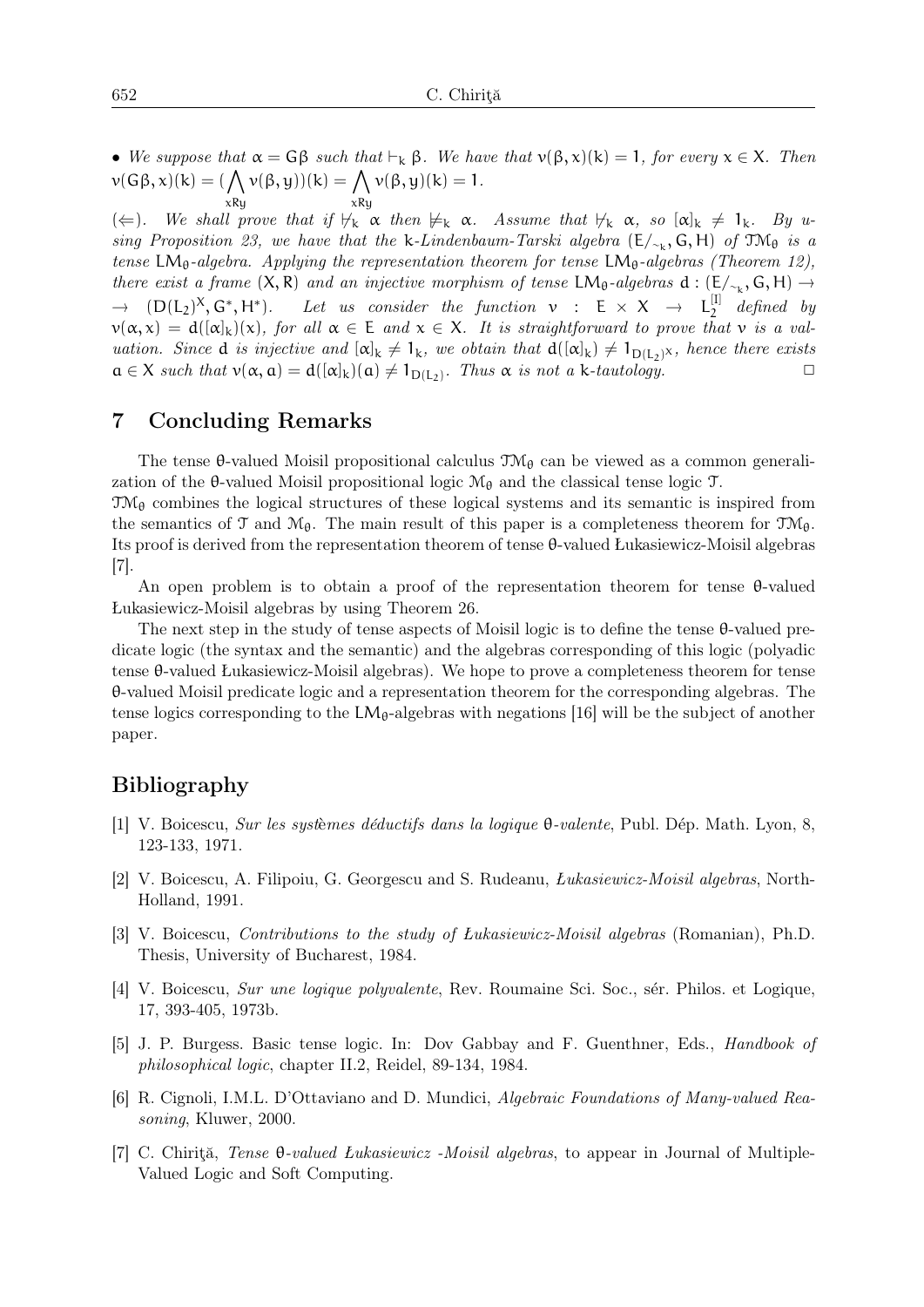• *We suppose that* $\alpha = G\beta$ *such that* $\vdash_k \beta$. *We have that* $\nu(\beta, x)(k) = 1$, *for every* $x \in X$. *Then* $\nu(G\beta, x)(k) = (\bigwedge_{xRy} \nu(\beta, y))(k) = \bigwedge_{xRy} \nu(\beta, y)(k) = 1$.

($\Leftarrow$). *We shall prove that if* $\nvdash_k \alpha$ *then* $\nvDash_k \alpha$. *Assume that* $\nvdash_k \alpha$, *so* $[\alpha]_k \neq 1_k$. *By using Proposition 23, we have that the* k*-Lindenbaum-Tarski algebra* $(E/_{\sim_k}, G, H)$ *of* $\mathcal{TM}_\theta$ *is a tense* $LM_\theta$*-algebra. Applying the representation theorem for tense* $LM_\theta$*-algebras (Theorem 12), there exist a frame* $(X, R)$ *and an injective morphism of tense* $LM_\theta$*-algebras* $d : (E/_{\sim_k}, G, H) \rightarrow (D(L_2)^X, G^*, H^*)$. *Let us consider the function* $\nu : E \times X \rightarrow L_2^{[I]}$ *defined by* $\nu(\alpha, x) = d([\alpha]_k)(x)$, *for all* $\alpha \in E$ *and* $x \in X$. *It is straightforward to prove that* $\nu$ *is a valuation. Since* $d$ *is injective and* $[\alpha]_k \neq 1_k$, *we obtain that* $d([\alpha]_k) \neq 1_{D(L_2)^X}$, *hence there exists* $a \in X$ *such that* $\nu(\alpha, a) = d([\alpha]_k)(a) \neq 1_{D(L_2)}$. *Thus* $\alpha$ *is not a* k*-tautology.* □

## 7 Concluding Remarks

The tense $\theta$-valued Moisil propositional calculus $\mathcal{TM}_\theta$ can be viewed as a common generalization of the $\theta$-valued Moisil propositional logic $\mathcal{M}_\theta$ and the classical tense logic $\mathcal{T}$.
$\mathcal{TM}_\theta$ combines the logical structures of these logical systems and its semantic is inspired from the semantics of $\mathcal{T}$ and $\mathcal{M}_\theta$. The main result of this paper is a completeness theorem for $\mathcal{TM}_\theta$. Its proof is derived from the representation theorem of tense $\theta$-valued Łukasiewicz-Moisil algebras [7].

An open problem is to obtain a proof of the representation theorem for tense $\theta$-valued Łukasiewicz-Moisil algebras by using Theorem 26.

The next step in the study of tense aspects of Moisil logic is to define the tense $\theta$-valued predicate logic (the syntax and the semantic) and the algebras corresponding of this logic (polyadic tense $\theta$-valued Łukasiewicz-Moisil algebras). We hope to prove a completeness theorem for tense $\theta$-valued Moisil predicate logic and a representation theorem for the corresponding algebras. The tense logics corresponding to the $LM_\theta$-algebras with negations [16] will be the subject of another paper.

## Bibliography

[1] V. Boicescu, *Sur les systèmes déductifs dans la logique* $\theta$*-valente*, Publ. Dép. Math. Lyon, 8, 123-133, 1971.

[2] V. Boicescu, A. Filipoiu, G. Georgescu and S. Rudeanu, *Łukasiewicz-Moisil algebras*, North-Holland, 1991.

[3] V. Boicescu, *Contributions to the study of Łukasiewicz-Moisil algebras* (Romanian), Ph.D. Thesis, University of Bucharest, 1984.

[4] V. Boicescu, *Sur une logique polyvalente*, Rev. Roumaine Sci. Soc., sér. Philos. et Logique, 17, 393-405, 1973b.

[5] J. P. Burgess. Basic tense logic. In: Dov Gabbay and F. Guenthner, Eds., *Handbook of philosophical logic*, chapter II.2, Reidel, 89-134, 1984.

[6] R. Cignoli, I.M.L. D'Ottaviano and D. Mundici, *Algebraic Foundations of Many-valued Reasoning*, Kluwer, 2000.

[7] C. Chiriţă, *Tense* $\theta$*-valued Łukasiewicz -Moisil algebras*, to appear in Journal of Multiple-Valued Logic and Soft Computing.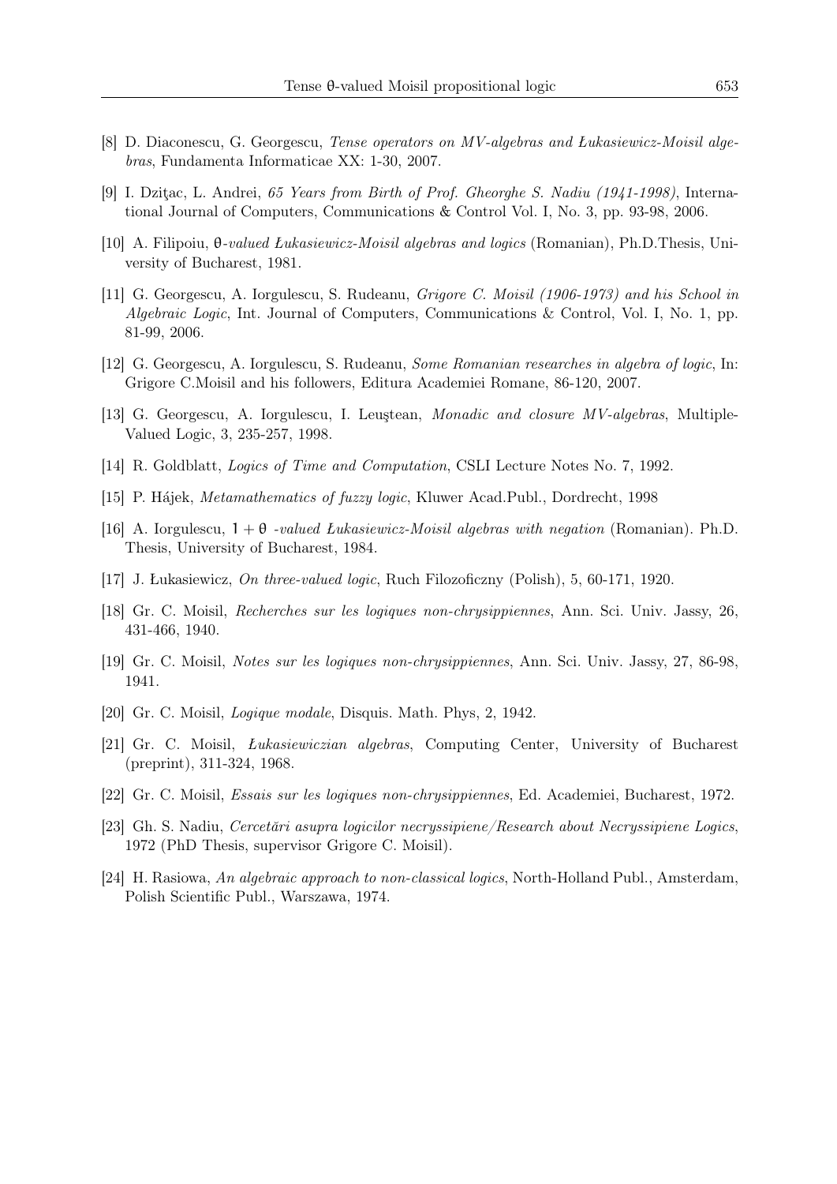[8] D. Diaconescu, G. Georgescu, *Tense operators on MV-algebras and Łukasiewicz-Moisil algebras*, Fundamenta Informaticae XX: 1-30, 2007.

[9] I. Dziţac, L. Andrei, *65 Years from Birth of Prof. Gheorghe S. Nadiu (1941-1998)*, International Journal of Computers, Communications & Control Vol. I, No. 3, pp. 93-98, 2006.

[10] A. Filipoiu, *θ-valued Łukasiewicz-Moisil algebras and logics* (Romanian), Ph.D.Thesis, University of Bucharest, 1981.

[11] G. Georgescu, A. Iorgulescu, S. Rudeanu, *Grigore C. Moisil (1906-1973) and his School in Algebraic Logic*, Int. Journal of Computers, Communications & Control, Vol. I, No. 1, pp. 81-99, 2006.

[12] G. Georgescu, A. Iorgulescu, S. Rudeanu, *Some Romanian researches in algebra of logic*, In: Grigore C.Moisil and his followers, Editura Academiei Romane, 86-120, 2007.

[13] G. Georgescu, A. Iorgulescu, I. Leuştean, *Monadic and closure MV-algebras*, Multiple-Valued Logic, 3, 235-257, 1998.

[14] R. Goldblatt, *Logics of Time and Computation*, CSLI Lecture Notes No. 7, 1992.

[15] P. Hájek, *Metamathematics of fuzzy logic*, Kluwer Acad.Publ., Dordrecht, 1998

[16] A. Iorgulescu, *$1 + \theta$ -valued Łukasiewicz-Moisil algebras with negation* (Romanian). Ph.D. Thesis, University of Bucharest, 1984.

[17] J. Łukasiewicz, *On three-valued logic*, Ruch Filozoficzny (Polish), 5, 60-171, 1920.

[18] Gr. C. Moisil, *Recherches sur les logiques non-chrysippiennes*, Ann. Sci. Univ. Jassy, 26, 431-466, 1940.

[19] Gr. C. Moisil, *Notes sur les logiques non-chrysippiennes*, Ann. Sci. Univ. Jassy, 27, 86-98, 1941.

[20] Gr. C. Moisil, *Logique modale*, Disquis. Math. Phys, 2, 1942.

[21] Gr. C. Moisil, *Łukasiewiczian algebras*, Computing Center, University of Bucharest (preprint), 311-324, 1968.

[22] Gr. C. Moisil, *Essais sur les logiques non-chrysippiennes*, Ed. Academiei, Bucharest, 1972.

[23] Gh. S. Nadiu, *Cercetări asupra logicilor necryssipiene/Research about Necryssipiene Logics*, 1972 (PhD Thesis, supervisor Grigore C. Moisil).

[24] H. Rasiowa, *An algebraic approach to non-classical logics*, North-Holland Publ., Amsterdam, Polish Scientific Publ., Warszawa, 1974.